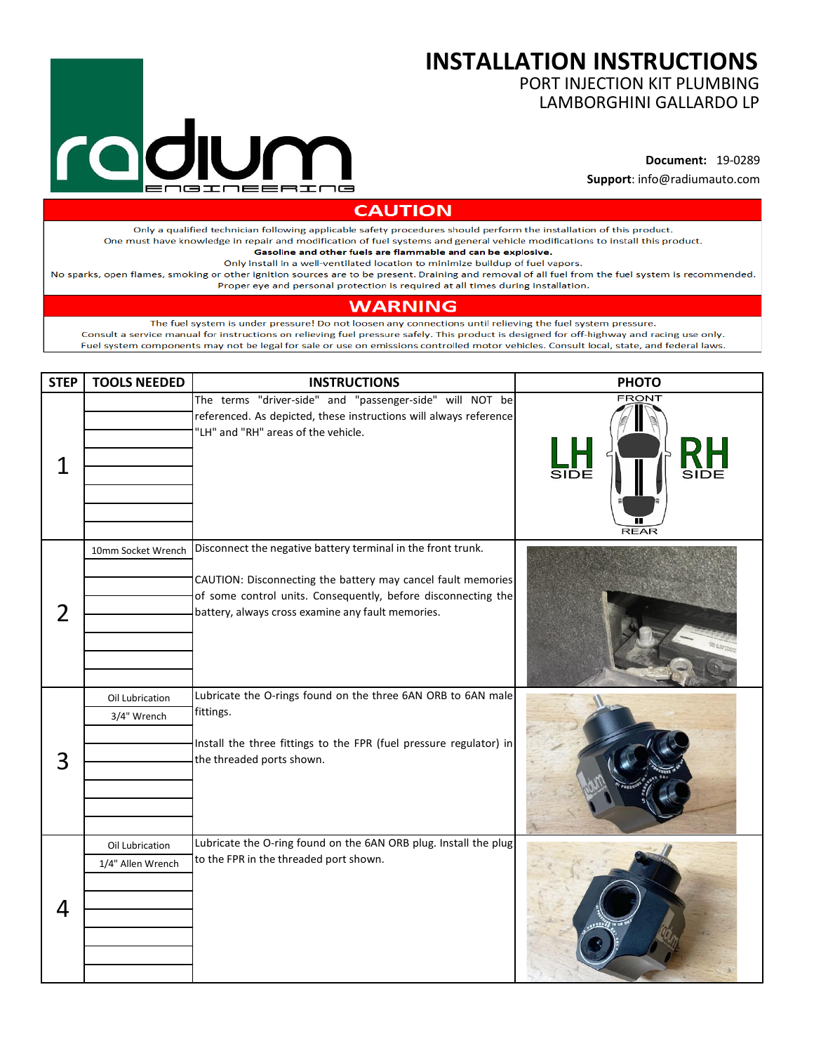# INSTALLATION INSTRUCTIONS

PORT INJECTION KIT PLUMBING
LAMBORGHINI GALLARDO LP

radium ENGINEERING

**Document:** 19-0289
**Support**: info@radiumauto.com

## CAUTION

Only a qualified technician following applicable safety procedures should perform the installation of this product.
One must have knowledge in repair and modification of fuel systems and general vehicle modifications to install this product.
**Gasoline and other fuels are flammable and can be explosive.**
Only install in a well-ventilated location to minimize buildup of fuel vapors.
No sparks, open flames, smoking or other ignition sources are to be present. Draining and removal of all fuel from the fuel system is recommended.
Proper eye and personal protection is required at all times during installation.

## WARNING

The fuel system is under pressure! Do not loosen any connections until relieving the fuel system pressure.
Consult a service manual for instructions on relieving fuel pressure safely. This product is designed for off-highway and racing use only.
Fuel system components may not be legal for sale or use on emissions controlled motor vehicles. Consult local, state, and federal laws.

| STEP | TOOLS NEEDED | INSTRUCTIONS | PHOTO |
|---|---|---|---|
| 1 | | The terms "driver-side" and "passenger-side" will NOT be referenced. As depicted, these instructions will always reference "LH" and "RH" areas of the vehicle. | FRONT / LH SIDE / RH SIDE / REAR |
| 2 | 10mm Socket Wrench | Disconnect the negative battery terminal in the front trunk.<br><br>CAUTION: Disconnecting the battery may cancel fault memories of some control units. Consequently, before disconnecting the battery, always cross examine any fault memories. | |
| 3 | Oil Lubrication<br>3/4" Wrench | Lubricate the O-rings found on the three 6AN ORB to 6AN male fittings.<br><br>Install the three fittings to the FPR (fuel pressure regulator) in the threaded ports shown. | |
| 4 | Oil Lubrication<br>1/4" Allen Wrench | Lubricate the O-ring found on the 6AN ORB plug. Install the plug to the FPR in the threaded port shown. | |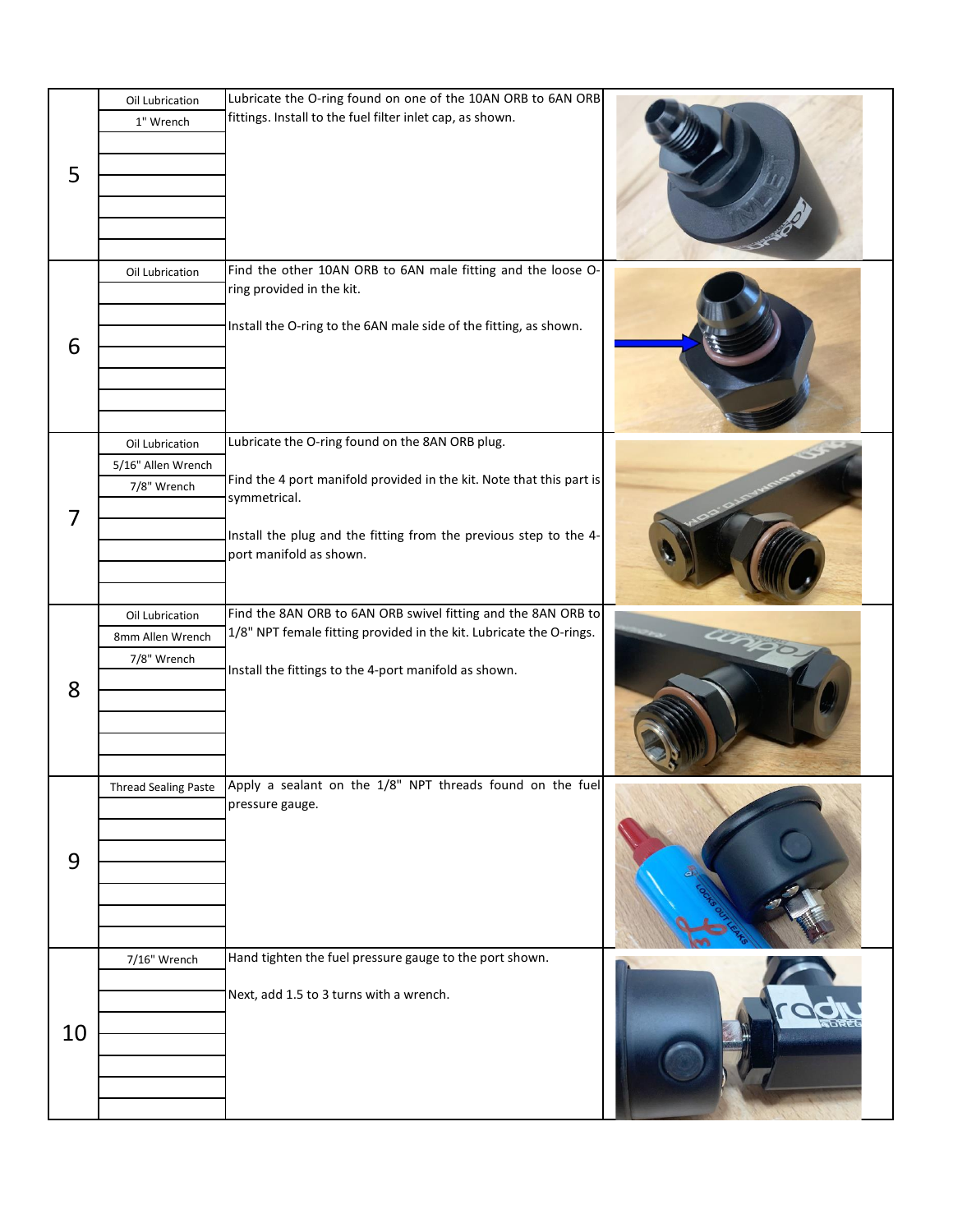| Step | Tools | Instructions |
| --- | --- | --- |
| 5 | Oil Lubrication<br>1" Wrench | Lubricate the O-ring found on one of the 10AN ORB to 6AN ORB fittings. Install to the fuel filter inlet cap, as shown. |
| 6 | Oil Lubrication | Find the other 10AN ORB to 6AN male fitting and the loose O-ring provided in the kit.<br><br>Install the O-ring to the 6AN male side of the fitting, as shown. |
| 7 | Oil Lubrication<br>5/16" Allen Wrench<br>7/8" Wrench | Lubricate the O-ring found on the 8AN ORB plug.<br><br>Find the 4 port manifold provided in the kit. Note that this part is symmetrical.<br><br>Install the plug and the fitting from the previous step to the 4-port manifold as shown. |
| 8 | Oil Lubrication<br>8mm Allen Wrench<br>7/8" Wrench | Find the 8AN ORB to 6AN ORB swivel fitting and the 8AN ORB to 1/8" NPT female fitting provided in the kit. Lubricate the O-rings.<br><br>Install the fittings to the 4-port manifold as shown. |
| 9 | Thread Sealing Paste | Apply a sealant on the 1/8" NPT threads found on the fuel pressure gauge. |
| 10 | 7/16" Wrench | Hand tighten the fuel pressure gauge to the port shown.<br><br>Next, add 1.5 to 3 turns with a wrench. |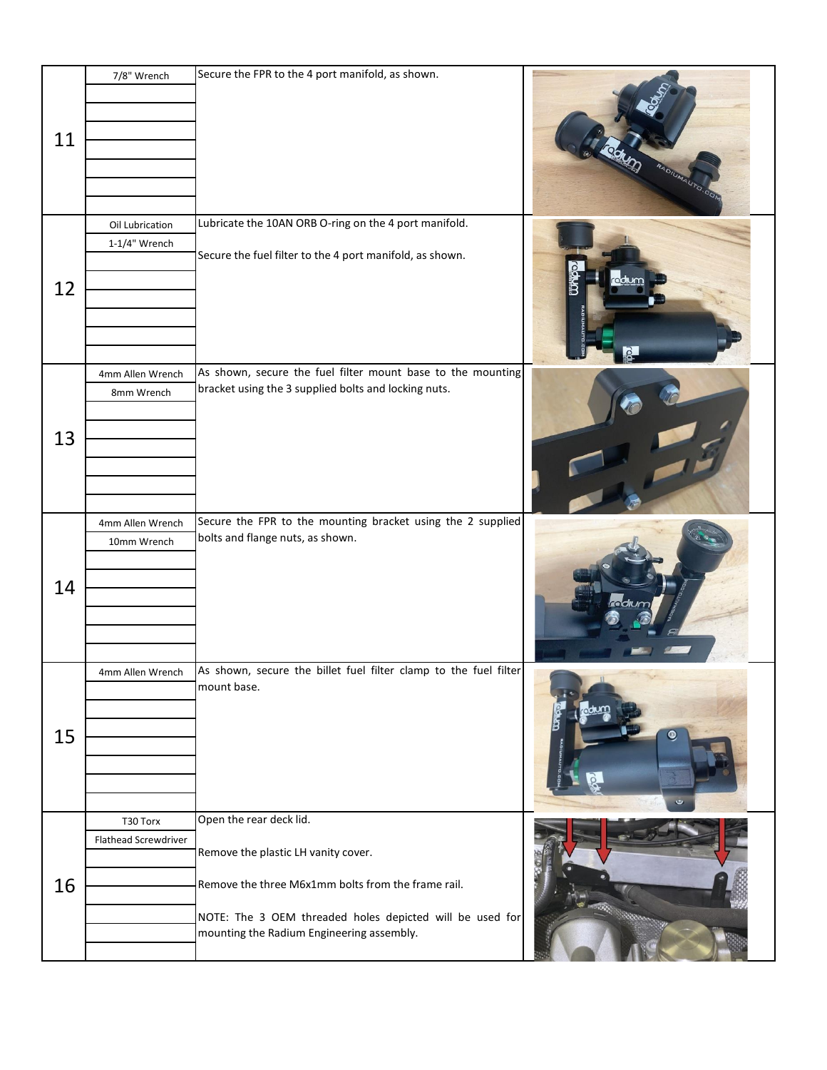| Step | Tools | Instructions |
| --- | --- | --- |
| 11 | 7/8" Wrench | Secure the FPR to the 4 port manifold, as shown. |
| 12 | Oil Lubrication<br>1-1/4" Wrench | Lubricate the 10AN ORB O-ring on the 4 port manifold.<br><br>Secure the fuel filter to the 4 port manifold, as shown. |
| 13 | 4mm Allen Wrench<br>8mm Wrench | As shown, secure the fuel filter mount base to the mounting bracket using the 3 supplied bolts and locking nuts. |
| 14 | 4mm Allen Wrench<br>10mm Wrench | Secure the FPR to the mounting bracket using the 2 supplied bolts and flange nuts, as shown. |
| 15 | 4mm Allen Wrench | As shown, secure the billet fuel filter clamp to the fuel filter mount base. |
| 16 | T30 Torx<br>Flathead Screwdriver | Open the rear deck lid.<br><br>Remove the plastic LH vanity cover.<br><br>Remove the three M6x1mm bolts from the frame rail.<br><br>NOTE: The 3 OEM threaded holes depicted will be used for mounting the Radium Engineering assembly. |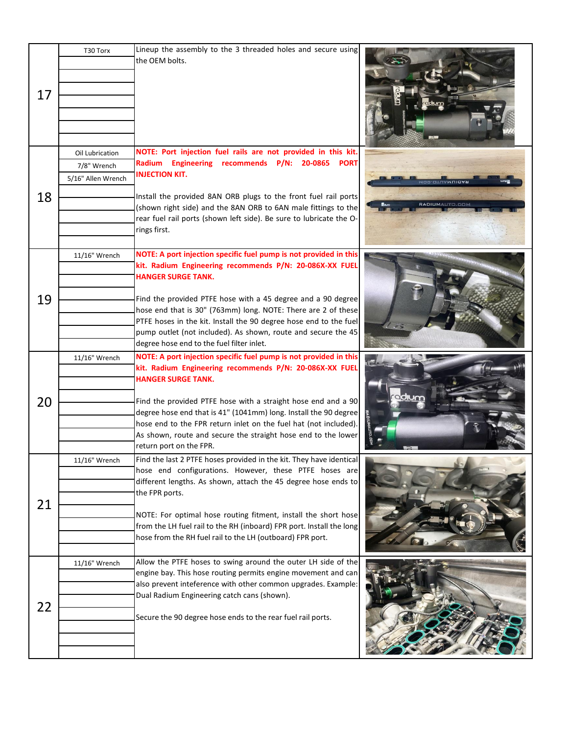| Step | Tools | Instructions |
|---|---|---|
| 17 | T30 Torx | Lineup the assembly to the 3 threaded holes and secure using the OEM bolts. |
| 18 | Oil Lubrication<br>7/8" Wrench<br>5/16" Allen Wrench | **NOTE: Port injection fuel rails are not provided in this kit. Radium Engineering recommends P/N: 20-0865 PORT INJECTION KIT.**<br><br>Install the provided 8AN ORB plugs to the front fuel rail ports (shown right side) and the 8AN ORB to 6AN male fittings to the rear fuel rail ports (shown left side). Be sure to lubricate the O-rings first. |
| 19 | 11/16" Wrench | **NOTE: A port injection specific fuel pump is not provided in this kit. Radium Engineering recommends P/N: 20-086X-XX FUEL HANGER SURGE TANK.**<br><br>Find the provided PTFE hose with a 45 degree and a 90 degree hose end that is 30" (763mm) long. NOTE: There are 2 of these PTFE hoses in the kit. Install the 90 degree hose end to the fuel pump outlet (not included). As shown, route and secure the 45 degree hose end to the fuel filter inlet. |
| 20 | 11/16" Wrench | **NOTE: A port injection specific fuel pump is not provided in this kit. Radium Engineering recommends P/N: 20-086X-XX FUEL HANGER SURGE TANK.**<br><br>Find the provided PTFE hose with a straight hose end and a 90 degree hose end that is 41" (1041mm) long. Install the 90 degree hose end to the FPR return inlet on the fuel hat (not included). As shown, route and secure the straight hose end to the lower return port on the FPR. |
| 21 | 11/16" Wrench | Find the last 2 PTFE hoses provided in the kit. They have identical hose end configurations. However, these PTFE hoses are different lengths. As shown, attach the 45 degree hose ends to the FPR ports.<br><br>NOTE: For optimal hose routing fitment, install the short hose from the LH fuel rail to the RH (inboard) FPR port. Install the long hose from the RH fuel rail to the LH (outboard) FPR port. |
| 22 | 11/16" Wrench | Allow the PTFE hoses to swing around the outer LH side of the engine bay. This hose routing permits engine movement and can also prevent inteference with other common upgrades. Example: Dual Radium Engineering catch cans (shown).<br><br>Secure the 90 degree hose ends to the rear fuel rail ports. |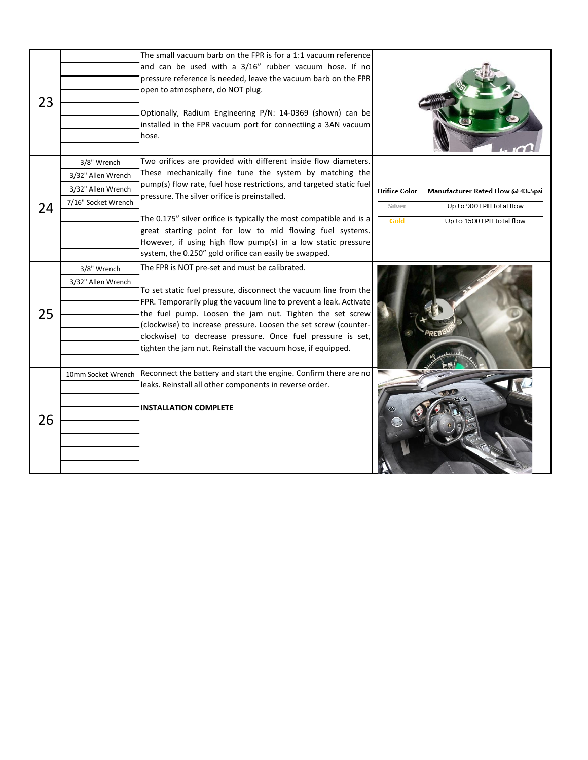| Step | Tools | Instructions | |
|---|---|---|---|
| 23 | | The small vacuum barb on the FPR is for a 1:1 vacuum reference and can be used with a 3/16" rubber vacuum hose. If no pressure reference is needed, leave the vacuum barb on the FPR open to atmosphere, do NOT plug.<br><br>Optionally, Radium Engineering P/N: 14-0369 (shown) can be installed in the FPR vacuum port for connectiing a 3AN vacuum hose. | |
| 24 | 3/8" Wrench<br>3/32" Allen Wrench<br>3/32" Allen Wrench<br>7/16" Socket Wrench | Two orifices are provided with different inside flow diameters. These mechanically fine tune the system by matching the pump(s) flow rate, fuel hose restrictions, and targeted static fuel pressure. The silver orifice is preinstalled.<br><br>The 0.175" silver orifice is typically the most compatible and is a great starting point for low to mid flowing fuel systems. However, if using high flow pump(s) in a low static pressure system, the 0.250" gold orifice can easily be swapped. | **Orifice Color** / **Manufacturer Rated Flow @ 43.5psi**<br>Silver / Up to 900 LPH total flow<br>Gold / Up to 1500 LPH total flow |
| 25 | 3/8" Wrench<br>3/32" Allen Wrench | The FPR is NOT pre-set and must be calibrated.<br><br>To set static fuel pressure, disconnect the vacuum line from the FPR. Temporarily plug the vacuum line to prevent a leak. Activate the fuel pump. Loosen the jam nut. Tighten the set screw (clockwise) to increase pressure. Loosen the set screw (counter-clockwise) to decrease pressure. Once fuel pressure is set, tighten the jam nut. Reinstall the vacuum hose, if equipped. | |
| 26 | 10mm Socket Wrench | Reconnect the battery and start the engine. Confirm there are no leaks. Reinstall all other components in reverse order.<br><br>**INSTALLATION COMPLETE** | |